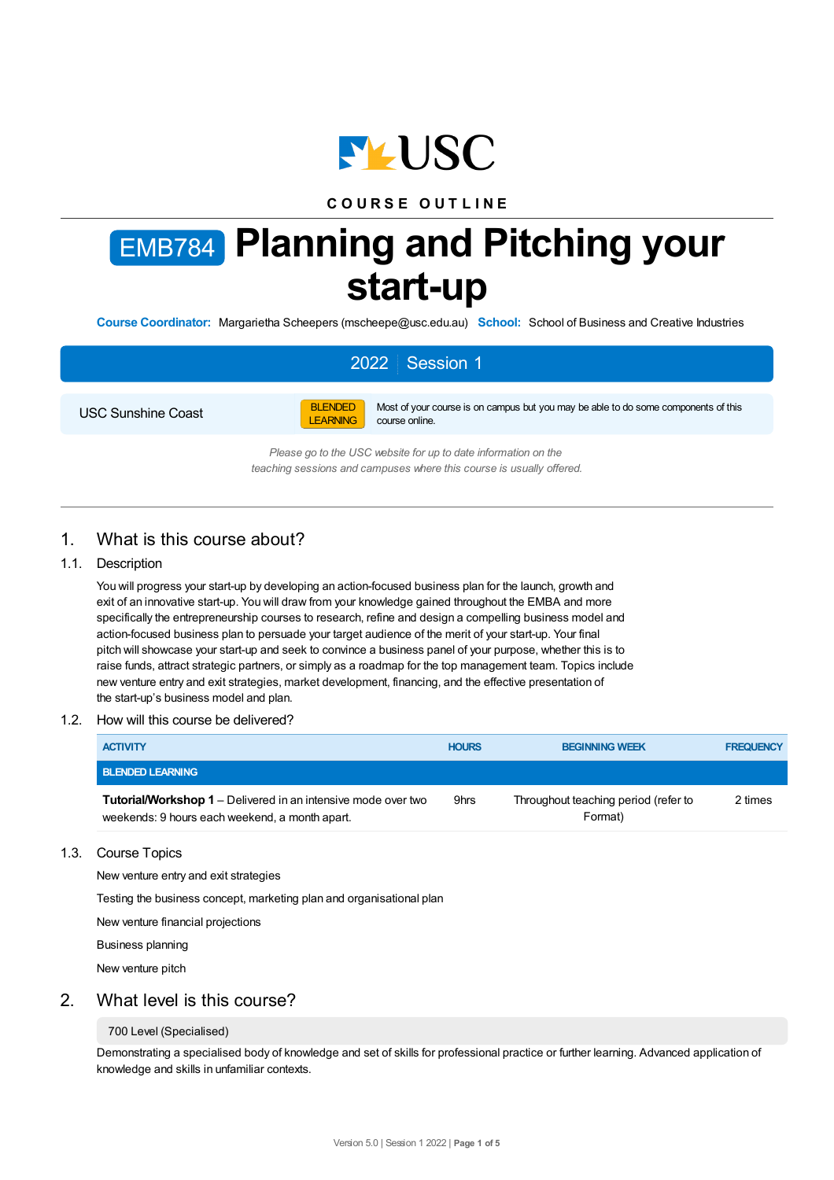COURSE OUTLINE

# EMB784 Planning and Pitching your start-up

**Course Coordinator:** Margarietha Scheepers (mscheepe@usc.edu.au) **School:** School of Business and Creative Industries

## 2022 | Session 1

| USC Sunshine Coast | BLENDED LEARNING | Most of your course is on campus but you may be able to do some components of this course online. |
|---|---|---|

*Please go to the USC website for up to date information on the teaching sessions and campuses where this course is usually offered.*

## 1. What is this course about?

### 1.1. Description

You will progress your start-up by developing an action-focused business plan for the launch, growth and exit of an innovative start-up. You will draw from your knowledge gained throughout the EMBA and more specifically the entrepreneurship courses to research, refine and design a compelling business model and action-focused business plan to persuade your target audience of the merit of your start-up. Your final pitch will showcase your start-up and seek to convince a business panel of your purpose, whether this is to raise funds, attract strategic partners, or simply as a roadmap for the top management team. Topics include new venture entry and exit strategies, market development, financing, and the effective presentation of the start-up's business model and plan.

### 1.2. How will this course be delivered?

| ACTIVITY | HOURS | BEGINNING WEEK | FREQUENCY |
|---|---|---|---|
| **BLENDED LEARNING** | | | |
| **Tutorial/Workshop 1** – Delivered in an intensive mode over two weekends: 9 hours each weekend, a month apart. | 9hrs | Throughout teaching period (refer to Format) | 2 times |

### 1.3. Course Topics

New venture entry and exit strategies

Testing the business concept, marketing plan and organisational plan

New venture financial projections

Business planning

New venture pitch

## 2. What level is this course?

700 Level (Specialised)

Demonstrating a specialised body of knowledge and set of skills for professional practice or further learning. Advanced application of knowledge and skills in unfamiliar contexts.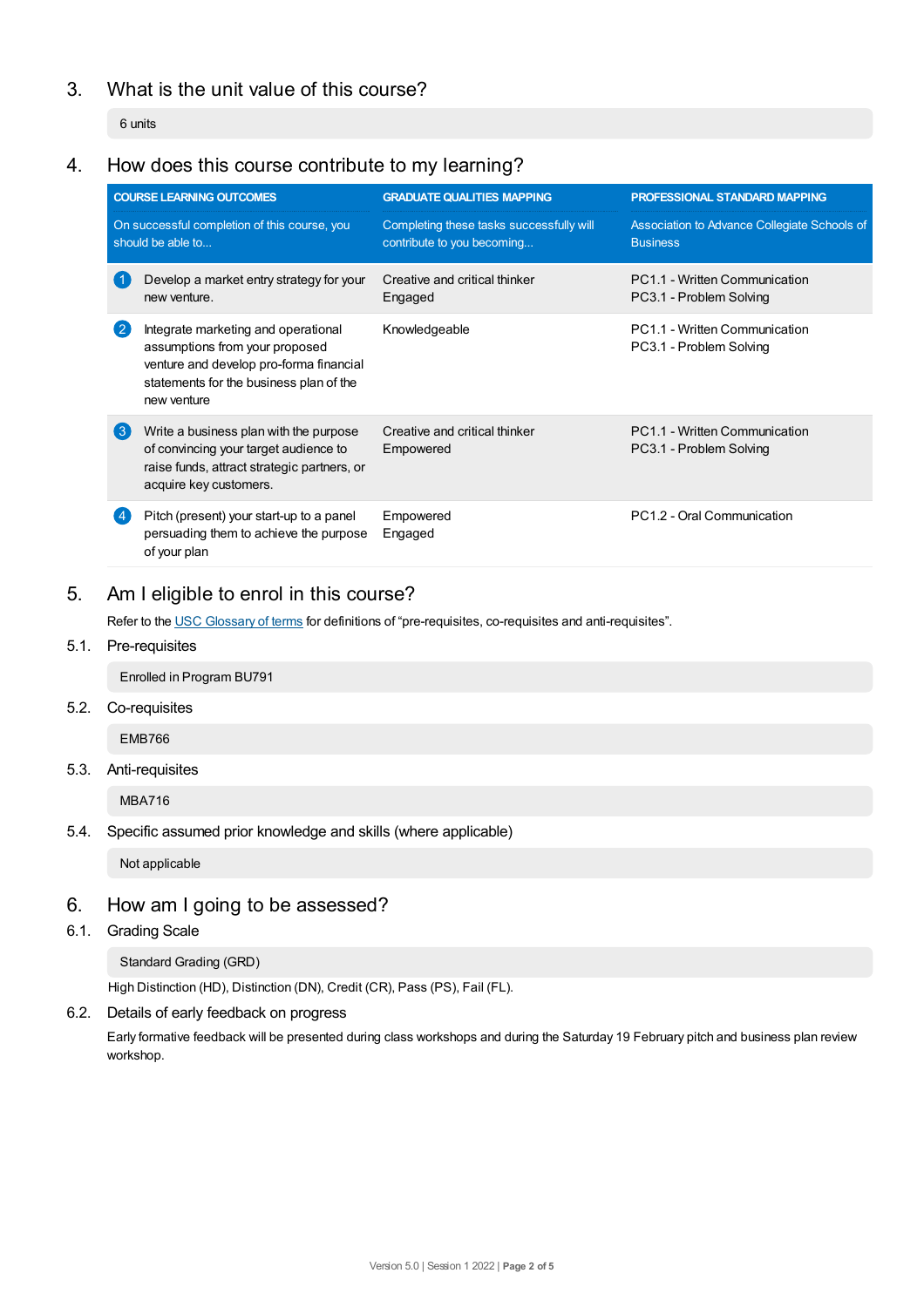## 3. What is the unit value of this course?

6 units

## 4. How does this course contribute to my learning?

| COURSE LEARNING OUTCOMES<br>On successful completion of this course, you should be able to... | GRADUATE QUALITIES MAPPING<br>Completing these tasks successfully will contribute to you becoming... | PROFESSIONAL STANDARD MAPPING<br>Association to Advance Collegiate Schools of Business |
|---|---|---|
| 1 Develop a market entry strategy for your new venture. | Creative and critical thinker<br>Engaged | PC1.1 - Written Communication<br>PC3.1 - Problem Solving |
| 2 Integrate marketing and operational assumptions from your proposed venture and develop pro-forma financial statements for the business plan of the new venture | Knowledgeable | PC1.1 - Written Communication<br>PC3.1 - Problem Solving |
| 3 Write a business plan with the purpose of convincing your target audience to raise funds, attract strategic partners, or acquire key customers. | Creative and critical thinker<br>Empowered | PC1.1 - Written Communication<br>PC3.1 - Problem Solving |
| 4 Pitch (present) your start-up to a panel persuading them to achieve the purpose of your plan | Empowered<br>Engaged | PC1.2 - Oral Communication |

## 5. Am I eligible to enrol in this course?

Refer to the USC Glossary of terms for definitions of "pre-requisites, co-requisites and anti-requisites".

### 5.1. Pre-requisites

Enrolled in Program BU791

### 5.2. Co-requisites

EMB766

### 5.3. Anti-requisites

MBA716

### 5.4. Specific assumed prior knowledge and skills (where applicable)

Not applicable

## 6. How am I going to be assessed?

### 6.1. Grading Scale

Standard Grading (GRD)

High Distinction (HD), Distinction (DN), Credit (CR), Pass (PS), Fail (FL).

### 6.2. Details of early feedback on progress

Early formative feedback will be presented during class workshops and during the Saturday 19 February pitch and business plan review workshop.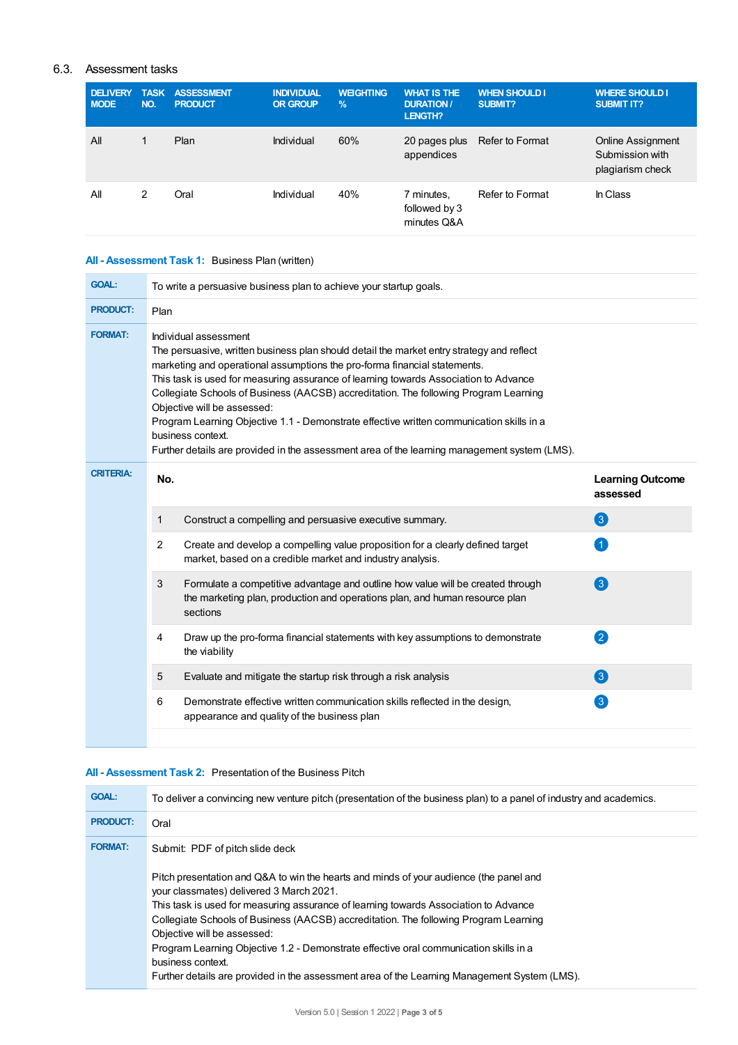## 6.3. Assessment tasks

| DELIVERY MODE | TASK NO. | ASSESSMENT PRODUCT | INDIVIDUAL OR GROUP | WEIGHTING % | WHAT IS THE DURATION / LENGTH? | WHEN SHOULD I SUBMIT? | WHERE SHOULD I SUBMIT IT? |
|---|---|---|---|---|---|---|---|
| All | 1 | Plan | Individual | 60% | 20 pages plus appendices | Refer to Format | Online Assignment Submission with plagiarism check |
| All | 2 | Oral | Individual | 40% | 7 minutes, followed by 3 minutes Q&A | Refer to Format | In Class |

### All - Assessment Task 1: Business Plan (written)

**GOAL:** To write a persuasive business plan to achieve your startup goals.

**PRODUCT:** Plan

**FORMAT:** Individual assessment
The persuasive, written business plan should detail the market entry strategy and reflect marketing and operational assumptions the pro-forma financial statements.
This task is used for measuring assurance of learning towards Association to Advance Collegiate Schools of Business (AACSB) accreditation. The following Program Learning Objective will be assessed:
Program Learning Objective 1.1 - Demonstrate effective written communication skills in a business context.
Further details are provided in the assessment area of the learning management system (LMS).

**CRITERIA:**

| No. | | Learning Outcome assessed |
|---|---|---|
| 1 | Construct a compelling and persuasive executive summary. | 3 |
| 2 | Create and develop a compelling value proposition for a clearly defined target market, based on a credible market and industry analysis. | 1 |
| 3 | Formulate a competitive advantage and outline how value will be created through the marketing plan, production and operations plan, and human resource plan sections | 3 |
| 4 | Draw up the pro-forma financial statements with key assumptions to demonstrate the viability | 2 |
| 5 | Evaluate and mitigate the startup risk through a risk analysis | 3 |
| 6 | Demonstrate effective written communication skills reflected in the design, appearance and quality of the business plan | 3 |

### All - Assessment Task 2: Presentation of the Business Pitch

**GOAL:** To deliver a convincing new venture pitch (presentation of the business plan) to a panel of industry and academics.

**PRODUCT:** Oral

**FORMAT:** Submit: PDF of pitch slide deck

Pitch presentation and Q&A to win the hearts and minds of your audience (the panel and your classmates) delivered 3 March 2021.
This task is used for measuring assurance of learning towards Association to Advance Collegiate Schools of Business (AACSB) accreditation. The following Program Learning Objective will be assessed:
Program Learning Objective 1.2 - Demonstrate effective oral communication skills in a business context.
Further details are provided in the assessment area of the Learning Management System (LMS).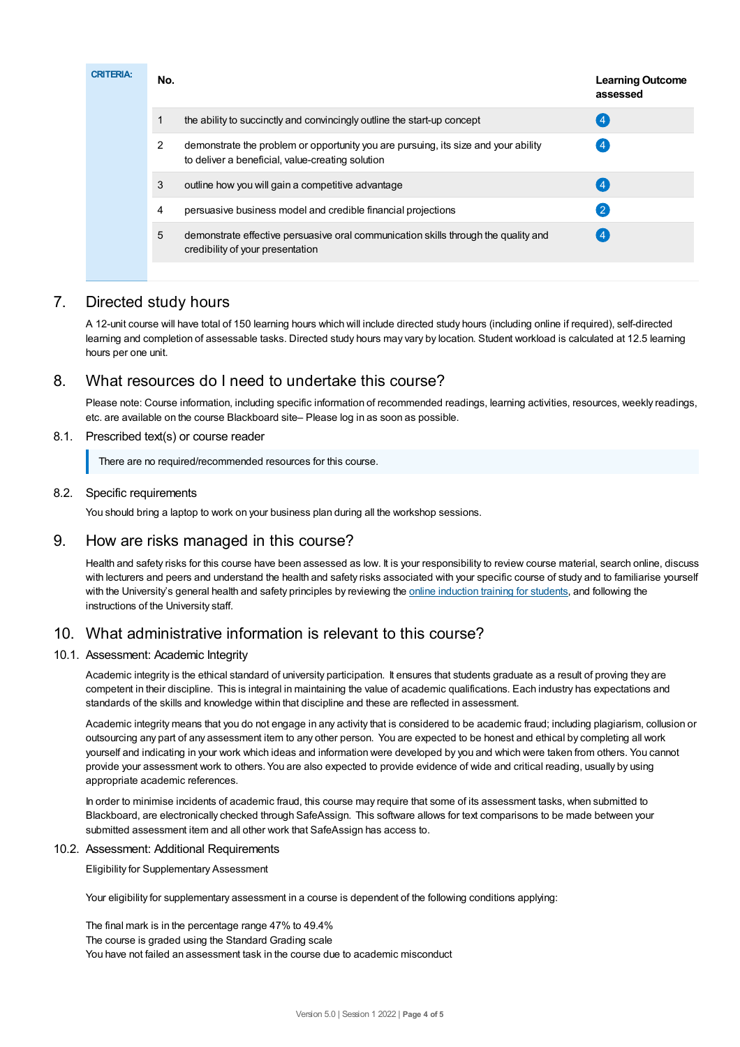**CRITERIA:**

| No. | | Learning Outcome assessed |
|---|---|---|
| 1 | the ability to succinctly and convincingly outline the start-up concept | 4 |
| 2 | demonstrate the problem or opportunity you are pursuing, its size and your ability to deliver a beneficial, value-creating solution | 4 |
| 3 | outline how you will gain a competitive advantage | 4 |
| 4 | persuasive business model and credible financial projections | 2 |
| 5 | demonstrate effective persuasive oral communication skills through the quality and credibility of your presentation | 4 |

## 7. Directed study hours

A 12-unit course will have total of 150 learning hours which will include directed study hours (including online if required), self-directed learning and completion of assessable tasks. Directed study hours may vary by location. Student workload is calculated at 12.5 learning hours per one unit.

## 8. What resources do I need to undertake this course?

Please note: Course information, including specific information of recommended readings, learning activities, resources, weekly readings, etc. are available on the course Blackboard site– Please log in as soon as possible.

### 8.1. Prescribed text(s) or course reader

> There are no required/recommended resources for this course.

### 8.2. Specific requirements

You should bring a laptop to work on your business plan during all the workshop sessions.

## 9. How are risks managed in this course?

Health and safety risks for this course have been assessed as low. It is your responsibility to review course material, search online, discuss with lecturers and peers and understand the health and safety risks associated with your specific course of study and to familiarise yourself with the University's general health and safety principles by reviewing the online induction training for students, and following the instructions of the University staff.

## 10. What administrative information is relevant to this course?

### 10.1. Assessment: Academic Integrity

Academic integrity is the ethical standard of university participation. It ensures that students graduate as a result of proving they are competent in their discipline. This is integral in maintaining the value of academic qualifications. Each industry has expectations and standards of the skills and knowledge within that discipline and these are reflected in assessment.

Academic integrity means that you do not engage in any activity that is considered to be academic fraud; including plagiarism, collusion or outsourcing any part of any assessment item to any other person. You are expected to be honest and ethical by completing all work yourself and indicating in your work which ideas and information were developed by you and which were taken from others. You cannot provide your assessment work to others. You are also expected to provide evidence of wide and critical reading, usually by using appropriate academic references.

In order to minimise incidents of academic fraud, this course may require that some of its assessment tasks, when submitted to Blackboard, are electronically checked through SafeAssign. This software allows for text comparisons to be made between your submitted assessment item and all other work that SafeAssign has access to.

### 10.2. Assessment: Additional Requirements

Eligibility for Supplementary Assessment

Your eligibility for supplementary assessment in a course is dependent of the following conditions applying:

The final mark is in the percentage range 47% to 49.4%
The course is graded using the Standard Grading scale
You have not failed an assessment task in the course due to academic misconduct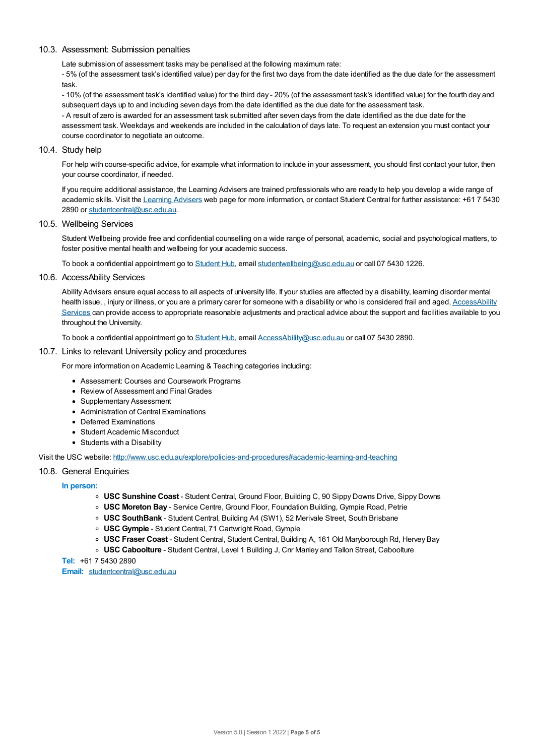### 10.3. Assessment: Submission penalties

Late submission of assessment tasks may be penalised at the following maximum rate:
- 5% (of the assessment task's identified value) per day for the first two days from the date identified as the due date for the assessment task.
- 10% (of the assessment task's identified value) for the third day - 20% (of the assessment task's identified value) for the fourth day and subsequent days up to and including seven days from the date identified as the due date for the assessment task.
- A result of zero is awarded for an assessment task submitted after seven days from the date identified as the due date for the assessment task. Weekdays and weekends are included in the calculation of days late. To request an extension you must contact your course coordinator to negotiate an outcome.

### 10.4. Study help

For help with course-specific advice, for example what information to include in your assessment, you should first contact your tutor, then your course coordinator, if needed.

If you require additional assistance, the Learning Advisers are trained professionals who are ready to help you develop a wide range of academic skills. Visit the Learning Advisers web page for more information, or contact Student Central for further assistance: +61 7 5430 2890 or studentcentral@usc.edu.au.

### 10.5. Wellbeing Services

Student Wellbeing provide free and confidential counselling on a wide range of personal, academic, social and psychological matters, to foster positive mental health and wellbeing for your academic success.

To book a confidential appointment go to Student Hub, email studentwellbeing@usc.edu.au or call 07 5430 1226.

### 10.6. AccessAbility Services

Ability Advisers ensure equal access to all aspects of university life. If your studies are affected by a disability, learning disorder mental health issue, , injury or illness, or you are a primary carer for someone with a disability or who is considered frail and aged, AccessAbility Services can provide access to appropriate reasonable adjustments and practical advice about the support and facilities available to you throughout the University.

To book a confidential appointment go to Student Hub, email AccessAbility@usc.edu.au or call 07 5430 2890.

### 10.7. Links to relevant University policy and procedures

For more information on Academic Learning & Teaching categories including:

- Assessment: Courses and Coursework Programs
- Review of Assessment and Final Grades
- Supplementary Assessment
- Administration of Central Examinations
- Deferred Examinations
- Student Academic Misconduct
- Students with a Disability

Visit the USC website: http://www.usc.edu.au/explore/policies-and-procedures#academic-learning-and-teaching

### 10.8. General Enquiries

**In person:**

- **USC Sunshine Coast** - Student Central, Ground Floor, Building C, 90 Sippy Downs Drive, Sippy Downs
- **USC Moreton Bay** - Service Centre, Ground Floor, Foundation Building, Gympie Road, Petrie
- **USC SouthBank** - Student Central, Building A4 (SW1), 52 Merivale Street, South Brisbane
- **USC Gympie** - Student Central, 71 Cartwright Road, Gympie
- **USC Fraser Coast** - Student Central, Student Central, Building A, 161 Old Maryborough Rd, Hervey Bay
- **USC Caboolture** - Student Central, Level 1 Building J, Cnr Manley and Tallon Street, Caboolture

**Tel:** +61 7 5430 2890

**Email:** studentcentral@usc.edu.au